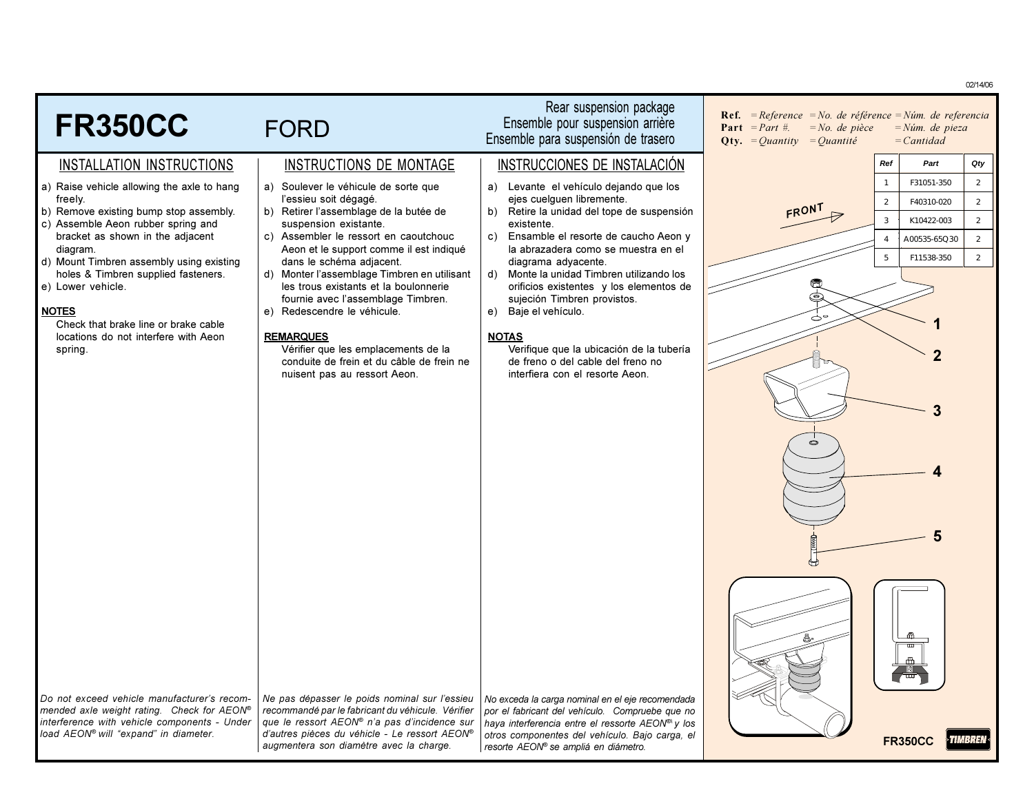02/14/06

# FR350CC

FORD

Rear suspension package
Ensemble pour suspension arrière
Ensemble para suspensión de trasero

## INSTALLATION INSTRUCTIONS

a) Raise vehicle allowing the axle to hang freely.
b) Remove existing bump stop assembly.
c) Assemble Aeon rubber spring and bracket as shown in the adjacent diagram.
d) Mount Timbren assembly using existing holes & Timbren supplied fasteners.
e) Lower vehicle.

**NOTES**

Check that brake line or brake cable locations do not interfere with Aeon spring.

*Do not exceed vehicle manufacturer's recommended axle weight rating. Check for AEON® interference with vehicle components - Under load AEON® will "expand" in diameter.*

## INSTRUCTIONS DE MONTAGE

a) Soulever le véhicule de sorte que l'essieu soit dégagé.
b) Retirer l'assemblage de la butée de suspension existante.
c) Assembler le ressort en caoutchouc Aeon et le support comme il est indiqué dans le schéma adjacent.
d) Monter l'assemblage Timbren en utilisant les trous existants et la boulonnerie fournie avec l'assemblage Timbren.
e) Redescendre le véhicule.

**REMARQUES**

Vérifier que les emplacements de la conduite de frein et du câble de frein ne nuisent pas au ressort Aeon.

*Ne pas dépasser le poids nominal sur l'essieu recommandé par le fabricant du véhicule. Vérifier que le ressort AEON® n'a pas d'incidence sur d'autres pièces du véhicle - Le ressort AEON® augmentera son diamètre avec la charge.*

## INSTRUCCIONES DE INSTALACIÓN

a) Levante el vehículo dejando que los ejes cuelguen libremente.
b) Retire la unidad del tope de suspensión existente.
c) Ensamble el resorte de caucho Aeon y la abrazadera como se muestra en el diagrama adyacente.
d) Monte la unidad Timbren utilizando los orificios existentes y los elementos de sujeción Timbren provistos.
e) Baje el vehículo.

**NOTAS**

Verifique que la ubicación de la tubería de freno o del cable del freno no interfiera con el resorte Aeon.

*No exceda la carga nominal en el eje recomendada por el fabricant del vehículo. Compruebe que no haya interferencia entre el ressorte AEON® y los otros componentes del vehículo. Bajo carga, el resorte AEON® se amplió en diámetro.*

**Ref.** = *Reference* = *No. de référence* = *Núm. de referencia*
**Part** = *Part #.* = *No. de pièce* = *Núm. de pieza*
**Qty.** = *Quantity* = *Quantité* = *Cantidad*

| Ref | Part | Qty |
|---|---|---|
| 1 | F31051-350 | 2 |
| 2 | F40310-020 | 2 |
| 3 | K10422-003 | 2 |
| 4 | A00535-65Q30 | 2 |
| 5 | F11538-350 | 2 |

FRONT

FR350CC

TIMBREN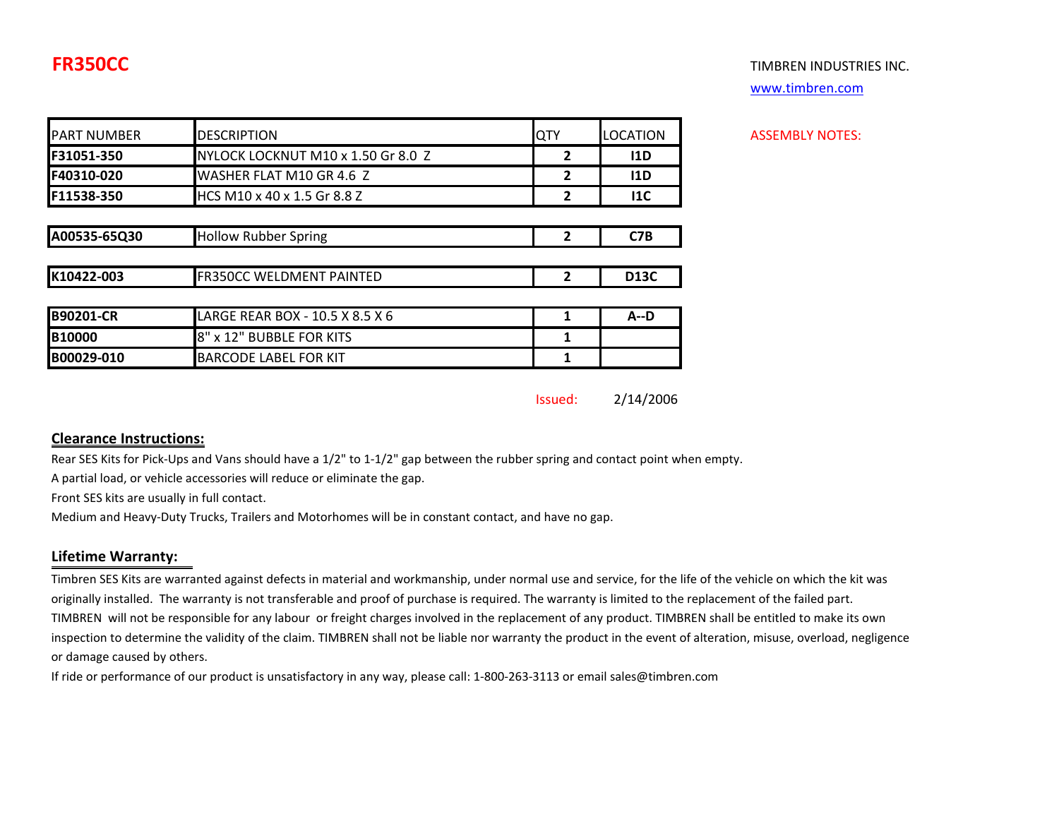# FR350CC

TIMBREN INDUSTRIES INC.
www.timbren.com

ASSEMBLY NOTES:

| PART NUMBER | DESCRIPTION | QTY | LOCATION |
|---|---|---|---|
| **F31051-350** | NYLOCK LOCKNUT M10 x 1.50 Gr 8.0 Z | **2** | **I1D** |
| **F40310-020** | WASHER FLAT M10 GR 4.6 Z | **2** | **I1D** |
| **F11538-350** | HCS M10 x 40 x 1.5 Gr 8.8 Z | **2** | **I1C** |
| **A00535-65Q30** | Hollow Rubber Spring | **2** | **C7B** |
| **K10422-003** | FR350CC WELDMENT PAINTED | **2** | **D13C** |
| **B90201-CR** | LARGE REAR BOX - 10.5 X 8.5 X 6 | **1** | **A--D** |
| **B10000** | 8" x 12" BUBBLE FOR KITS | **1** | |
| **B00029-010** | BARCODE LABEL FOR KIT | **1** | |

Issued: 2/14/2006

## Clearance Instructions:

Rear SES Kits for Pick-Ups and Vans should have a 1/2" to 1-1/2" gap between the rubber spring and contact point when empty.

A partial load, or vehicle accessories will reduce or eliminate the gap.

Front SES kits are usually in full contact.

Medium and Heavy-Duty Trucks, Trailers and Motorhomes will be in constant contact, and have no gap.

## Lifetime Warranty:

Timbren SES Kits are warranted against defects in material and workmanship, under normal use and service, for the life of the vehicle on which the kit was originally installed. The warranty is not transferable and proof of purchase is required. The warranty is limited to the replacement of the failed part. TIMBREN will not be responsible for any labour or freight charges involved in the replacement of any product. TIMBREN shall be entitled to make its own inspection to determine the validity of the claim. TIMBREN shall not be liable nor warranty the product in the event of alteration, misuse, overload, negligence or damage caused by others.

If ride or performance of our product is unsatisfactory in any way, please call: 1-800-263-3113 or email sales@timbren.com